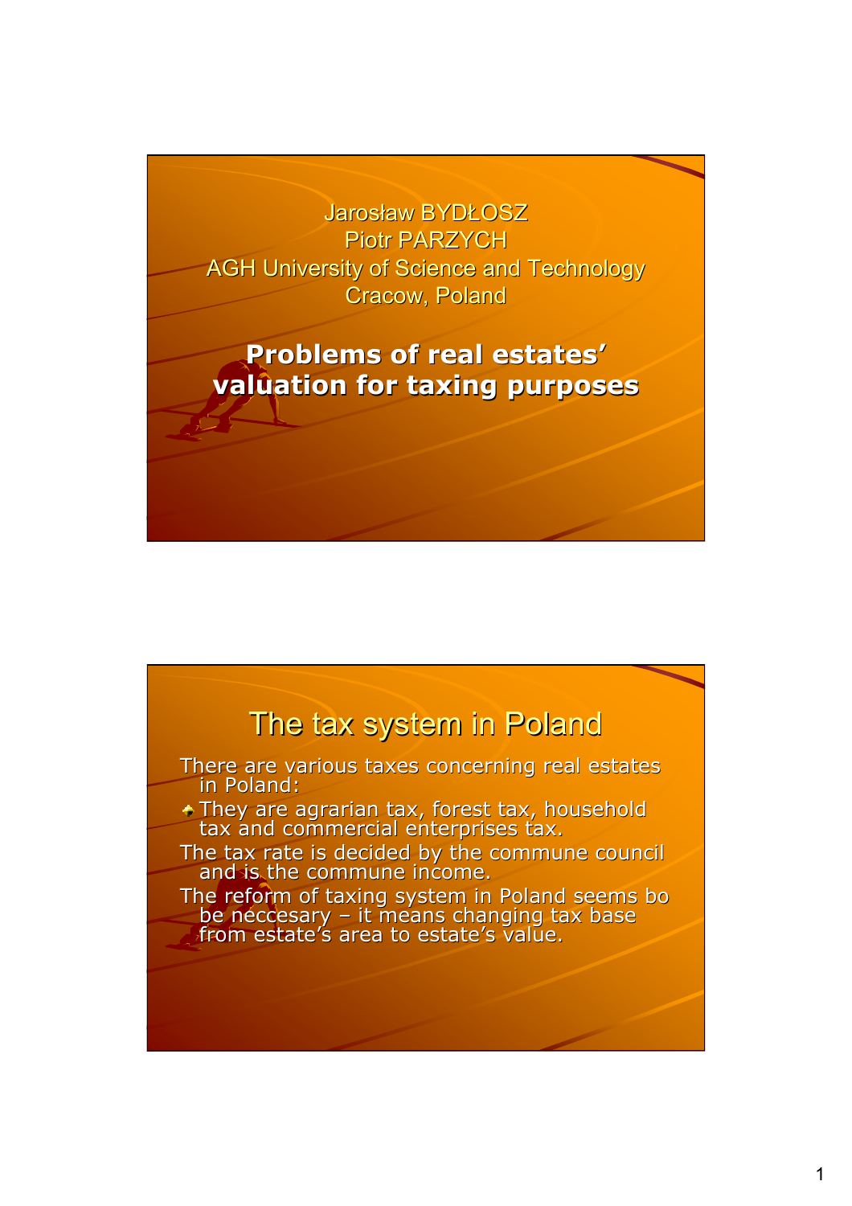Jarosław BYDŁOSZ
Piotr PARZYCH
AGH University of Science and Technology
Cracow, Poland

# Problems of real estates' valuation for taxing purposes

## The tax system in Poland

There are various taxes concerning real estates in Poland:

- They are agrarian tax, forest tax, household tax and commercial enterprises tax.

The tax rate is decided by the commune council and is the commune income.

The reform of taxing system in Poland seems bo be neccesary – it means changing tax base from estate's area to estate's value.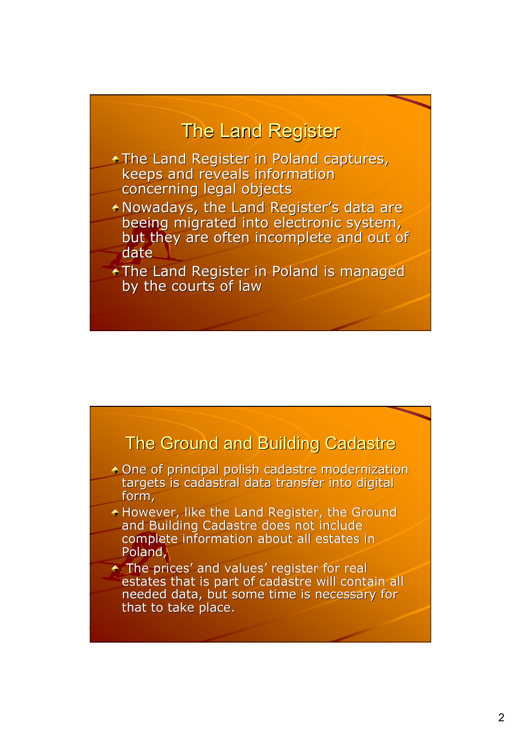## The Land Register

- The Land Register in Poland captures, keeps and reveals information concerning legal objects
- Nowadays, the Land Register's data are beeing migrated into electronic system, but they are often incomplete and out of date
- The Land Register in Poland is managed by the courts of law

## The Ground and Building Cadastre

- One of principal polish cadastre modernization targets is cadastral data transfer into digital form,
- However, like the Land Register, the Ground and Building Cadastre does not include complete information about all estates in Poland,
- The prices' and values' register for real estates that is part of cadastre will contain all needed data, but some time is necessary for that to take place.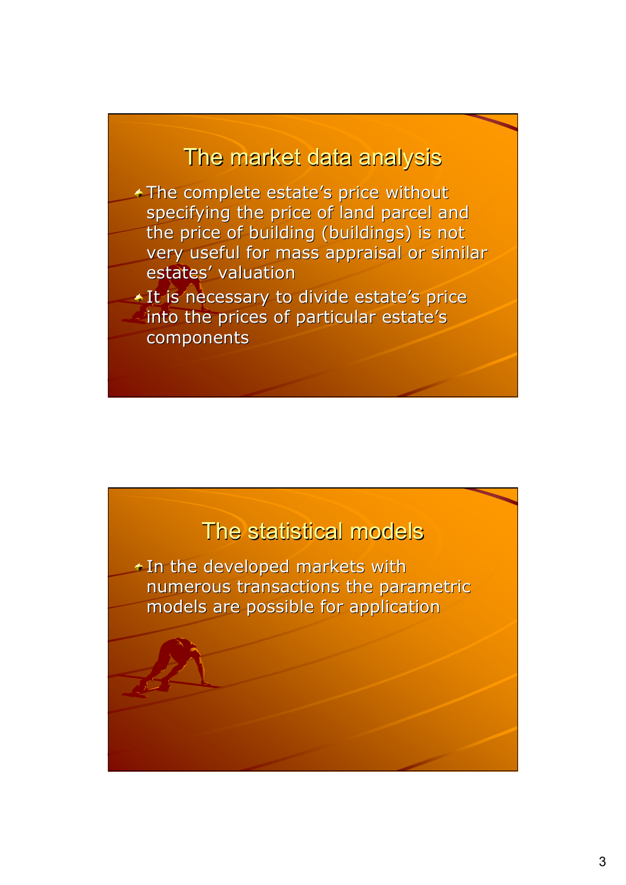## The market data analysis

- The complete estate's price without specifying the price of land parcel and the price of building (buildings) is not very useful for mass appraisal or similar estates' valuation
- It is necessary to divide estate's price into the prices of particular estate's components

## The statistical models

- In the developed markets with numerous transactions the parametric models are possible for application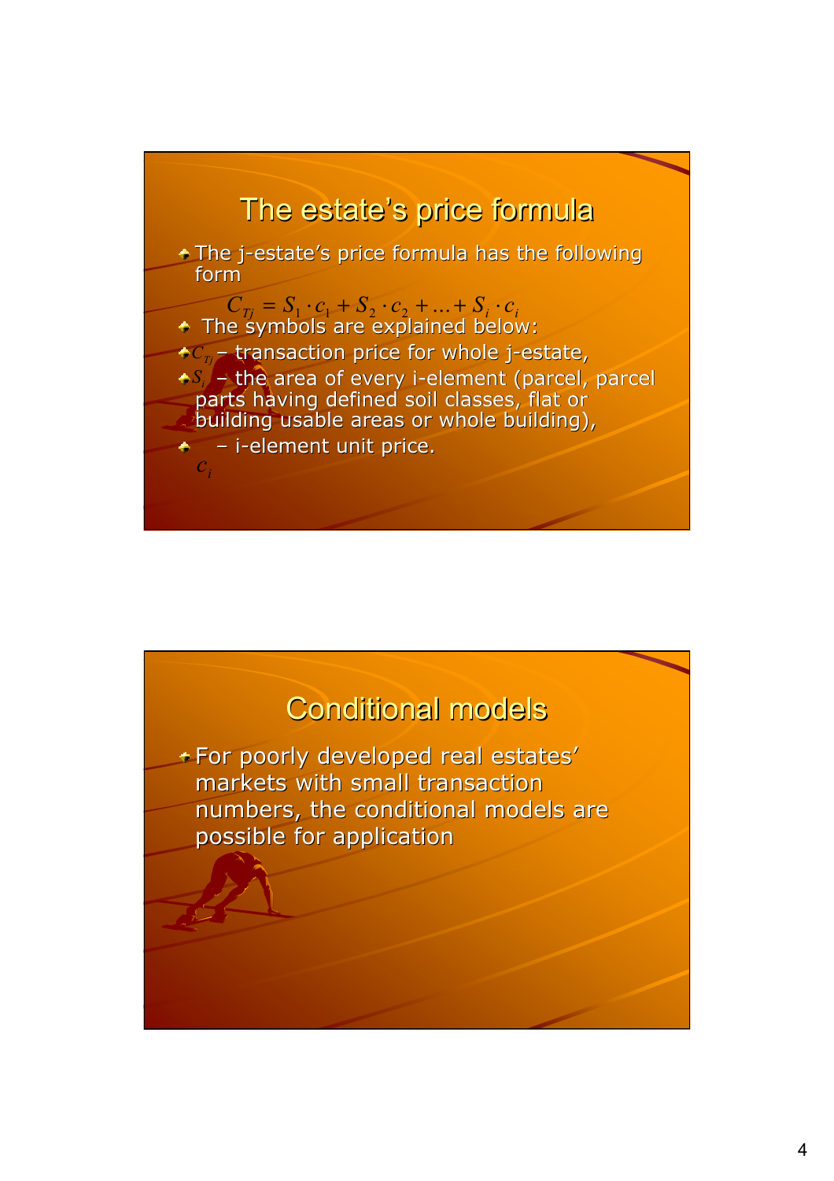## The estate's price formula

- The j-estate's price formula has the following form

$$C_{Tj} = S_1 \cdot c_1 + S_2 \cdot c_2 + \ldots + S_i \cdot c_i$$

- The symbols are explained below:
- $C_{Tj}$ – transaction price for whole j-estate,
- $S_i$ – the area of every i-element (parcel, parcel parts having defined soil classes, flat or building usable areas or whole building),
- $c_i$ – i-element unit price.

## Conditional models

- For poorly developed real estates' markets with small transaction numbers, the conditional models are possible for application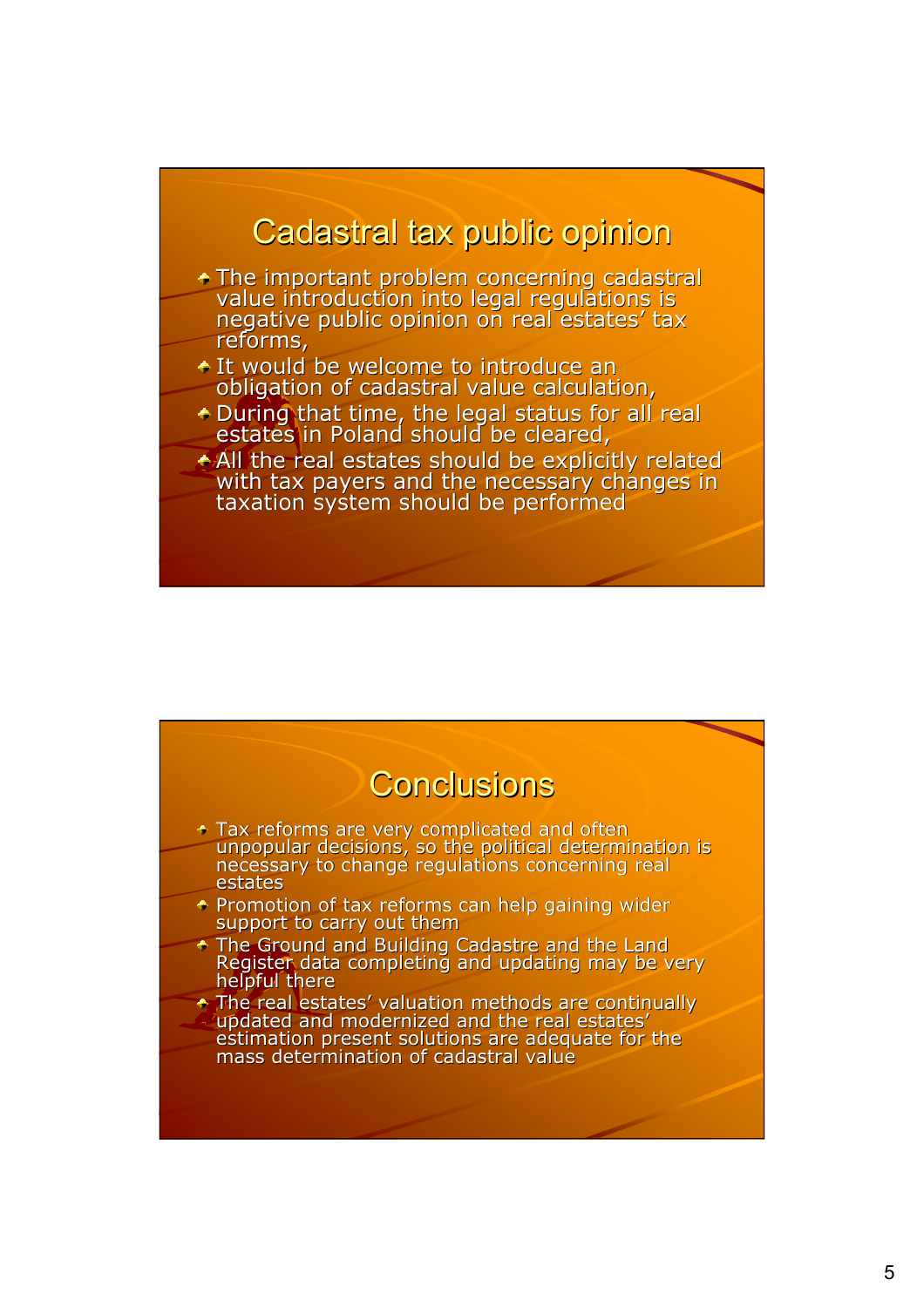## Cadastral tax public opinion

- The important problem concerning cadastral value introduction into legal regulations is negative public opinion on real estates' tax reforms,
- It would be welcome to introduce an obligation of cadastral value calculation,
- During that time, the legal status for all real estates in Poland should be cleared,
- All the real estates should be explicitly related with tax payers and the necessary changes in taxation system should be performed

## Conclusions

- Tax reforms are very complicated and often unpopular decisions, so the political determination is necessary to change regulations concerning real estates
- Promotion of tax reforms can help gaining wider support to carry out them
- The Ground and Building Cadastre and the Land Register data completing and updating may be very helpful there
- The real estates' valuation methods are continually updated and modernized and the real estates' estimation present solutions are adequate for the mass determination of cadastral value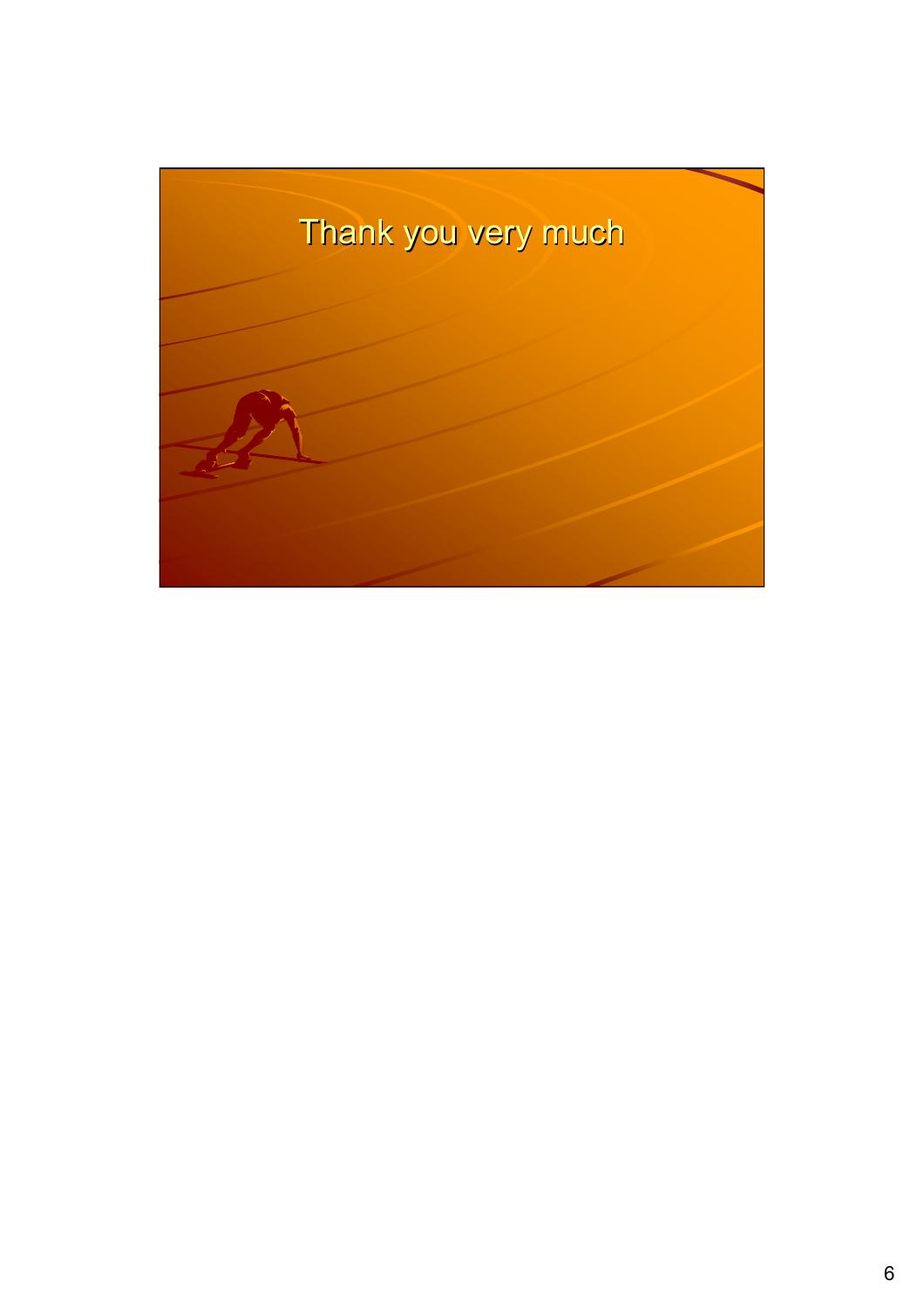Thank you very much